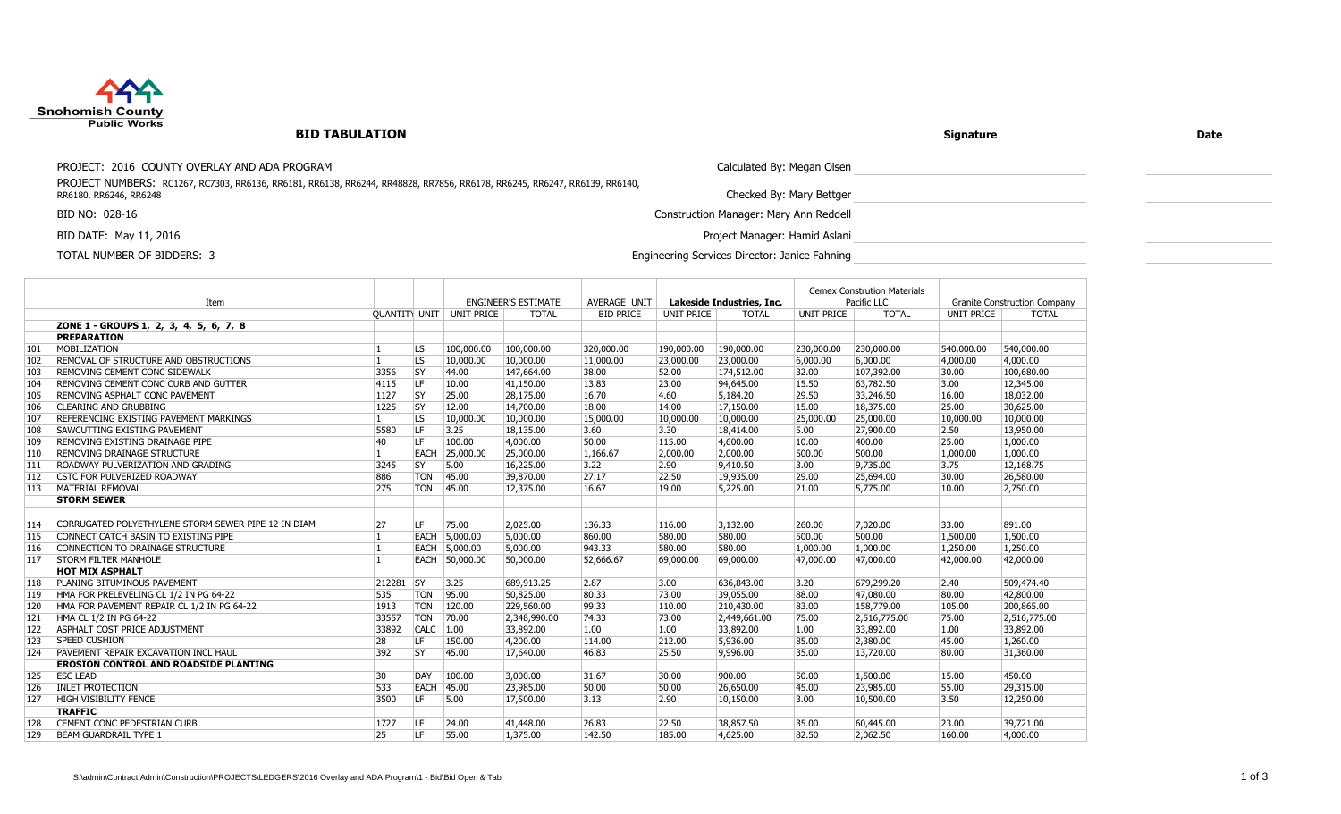Snohomish County Public Works

# BID TABULATION

| | Signature | Date |
|---|---|---|
| PROJECT: 2016 COUNTY OVERLAY AND ADA PROGRAM | Calculated By: Megan Olsen | |
| PROJECT NUMBERS: RC1267, RC7303, RR6136, RR6181, RR6138, RR6244, RR48828, RR7856, RR6178, RR6245, RR6247, RR6139, RR6140, RR6180, RR6246, RR6248 | Checked By: Mary Bettger | |
| BID NO: 028-16 | Construction Manager: Mary Ann Reddell | |
| BID DATE: May 11, 2016 | Project Manager: Hamid Aslani | |
| TOTAL NUMBER OF BIDDERS: 3 | Engineering Services Director: Janice Fahning | |

| | Item | | | ENGINEER'S ESTIMATE | | AVERAGE UNIT | Lakeside Industries, Inc. | | Cemex Constrution Materials Pacific LLC | | Granite Construction Company | |
|---|---|---|---|---|---|---|---|---|---|---|---|---|
| | | QUANTITY | UNIT | UNIT PRICE | TOTAL | BID PRICE | UNIT PRICE | TOTAL | UNIT PRICE | TOTAL | UNIT PRICE | TOTAL |
| | **ZONE 1 - GROUPS 1, 2, 3, 4, 5, 6, 7, 8** | | | | | | | | | | | |
| | **PREPARATION** | | | | | | | | | | | |
| 101 | MOBILIZATION | 1 | LS | 100,000.00 | 100,000.00 | 320,000.00 | 190,000.00 | 190,000.00 | 230,000.00 | 230,000.00 | 540,000.00 | 540,000.00 |
| 102 | REMOVAL OF STRUCTURE AND OBSTRUCTIONS | 1 | LS | 10,000.00 | 10,000.00 | 11,000.00 | 23,000.00 | 23,000.00 | 6,000.00 | 6,000.00 | 4,000.00 | 4,000.00 |
| 103 | REMOVING CEMENT CONC SIDEWALK | 3356 | SY | 44.00 | 147,664.00 | 38.00 | 52.00 | 174,512.00 | 32.00 | 107,392.00 | 30.00 | 100,680.00 |
| 104 | REMOVING CEMENT CONC CURB AND GUTTER | 4115 | LF | 10.00 | 41,150.00 | 13.83 | 23.00 | 94,645.00 | 15.50 | 63,782.50 | 3.00 | 12,345.00 |
| 105 | REMOVING ASPHALT CONC PAVEMENT | 1127 | SY | 25.00 | 28,175.00 | 16.70 | 4.60 | 5,184.20 | 29.50 | 33,246.50 | 16.00 | 18,032.00 |
| 106 | CLEARING AND GRUBBING | 1225 | SY | 12.00 | 14,700.00 | 18.00 | 14.00 | 17,150.00 | 15.00 | 18,375.00 | 25.00 | 30,625.00 |
| 107 | REFERENCING EXISTING PAVEMENT MARKINGS | 1 | LS | 10,000.00 | 10,000.00 | 15,000.00 | 10,000.00 | 10,000.00 | 25,000.00 | 25,000.00 | 10,000.00 | 10,000.00 |
| 108 | SAWCUTTING EXISTING PAVEMENT | 5580 | LF | 3.25 | 18,135.00 | 3.60 | 3.30 | 18,414.00 | 5.00 | 27,900.00 | 2.50 | 13,950.00 |
| 109 | REMOVING EXISTING DRAINAGE PIPE | 40 | LF | 100.00 | 4,000.00 | 50.00 | 115.00 | 4,600.00 | 10.00 | 400.00 | 25.00 | 1,000.00 |
| 110 | REMOVING DRAINAGE STRUCTURE | 1 | EACH | 25,000.00 | 25,000.00 | 1,166.67 | 2,000.00 | 2,000.00 | 500.00 | 500.00 | 1,000.00 | 1,000.00 |
| 111 | ROADWAY PULVERIZATION AND GRADING | 3245 | SY | 5.00 | 16,225.00 | 3.22 | 2.90 | 9,410.50 | 3.00 | 9,735.00 | 3.75 | 12,168.75 |
| 112 | CSTC FOR PULVERIZED ROADWAY | 886 | TON | 45.00 | 39,870.00 | 27.17 | 22.50 | 19,935.00 | 29.00 | 25,694.00 | 30.00 | 26,580.00 |
| 113 | MATERIAL REMOVAL | 275 | TON | 45.00 | 12,375.00 | 16.67 | 19.00 | 5,225.00 | 21.00 | 5,775.00 | 10.00 | 2,750.00 |
| | **STORM SEWER** | | | | | | | | | | | |
| 114 | CORRUGATED POLYETHYLENE STORM SEWER PIPE 12 IN DIAM | 27 | LF | 75.00 | 2,025.00 | 136.33 | 116.00 | 3,132.00 | 260.00 | 7,020.00 | 33.00 | 891.00 |
| 115 | CONNECT CATCH BASIN TO EXISTING PIPE | 1 | EACH | 5,000.00 | 5,000.00 | 860.00 | 580.00 | 580.00 | 500.00 | 500.00 | 1,500.00 | 1,500.00 |
| 116 | CONNECTION TO DRAINAGE STRUCTURE | 1 | EACH | 5,000.00 | 5,000.00 | 943.33 | 580.00 | 580.00 | 1,000.00 | 1,000.00 | 1,250.00 | 1,250.00 |
| 117 | STORM FILTER MANHOLE | 1 | EACH | 50,000.00 | 50,000.00 | 52,666.67 | 69,000.00 | 69,000.00 | 47,000.00 | 47,000.00 | 42,000.00 | 42,000.00 |
| | **HOT MIX ASPHALT** | | | | | | | | | | | |
| 118 | PLANING BITUMINOUS PAVEMENT | 212281 | SY | 3.25 | 689,913.25 | 2.87 | 3.00 | 636,843.00 | 3.20 | 679,299.20 | 2.40 | 509,474.40 |
| 119 | HMA FOR PRELEVELING CL 1/2 IN PG 64-22 | 535 | TON | 95.00 | 50,825.00 | 80.33 | 73.00 | 39,055.00 | 88.00 | 47,080.00 | 80.00 | 42,800.00 |
| 120 | HMA FOR PAVEMENT REPAIR CL 1/2 IN PG 64-22 | 1913 | TON | 120.00 | 229,560.00 | 99.33 | 110.00 | 210,430.00 | 83.00 | 158,779.00 | 105.00 | 200,865.00 |
| 121 | HMA CL 1/2 IN PG 64-22 | 33557 | TON | 70.00 | 2,348,990.00 | 74.33 | 73.00 | 2,449,661.00 | 75.00 | 2,516,775.00 | 75.00 | 2,516,775.00 |
| 122 | ASPHALT COST PRICE ADJUSTMENT | 33892 | CALC | 1.00 | 33,892.00 | 1.00 | 1.00 | 33,892.00 | 1.00 | 33,892.00 | 1.00 | 33,892.00 |
| 123 | SPEED CUSHION | 28 | LF | 150.00 | 4,200.00 | 114.00 | 212.00 | 5,936.00 | 85.00 | 2,380.00 | 45.00 | 1,260.00 |
| 124 | PAVEMENT REPAIR EXCAVATION INCL HAUL | 392 | SY | 45.00 | 17,640.00 | 46.83 | 25.50 | 9,996.00 | 35.00 | 13,720.00 | 80.00 | 31,360.00 |
| | **EROSION CONTROL AND ROADSIDE PLANTING** | | | | | | | | | | | |
| 125 | ESC LEAD | 30 | DAY | 100.00 | 3,000.00 | 31.67 | 30.00 | 900.00 | 50.00 | 1,500.00 | 15.00 | 450.00 |
| 126 | INLET PROTECTION | 533 | EACH | 45.00 | 23,985.00 | 50.00 | 50.00 | 26,650.00 | 45.00 | 23,985.00 | 55.00 | 29,315.00 |
| 127 | HIGH VISIBILITY FENCE | 3500 | LF | 5.00 | 17,500.00 | 3.13 | 2.90 | 10,150.00 | 3.00 | 10,500.00 | 3.50 | 12,250.00 |
| | **TRAFFIC** | | | | | | | | | | | |
| 128 | CEMENT CONC PEDESTRIAN CURB | 1727 | LF | 24.00 | 41,448.00 | 26.83 | 22.50 | 38,857.50 | 35.00 | 60,445.00 | 23.00 | 39,721.00 |
| 129 | BEAM GUARDRAIL TYPE 1 | 25 | LF | 55.00 | 1,375.00 | 142.50 | 185.00 | 4,625.00 | 82.50 | 2,062.50 | 160.00 | 4,000.00 |

S:\admin\Contract Admin\Construction\PROJECTS\LEDGERS\2016 Overlay and ADA Program\1 - Bid\Bid Open & Tab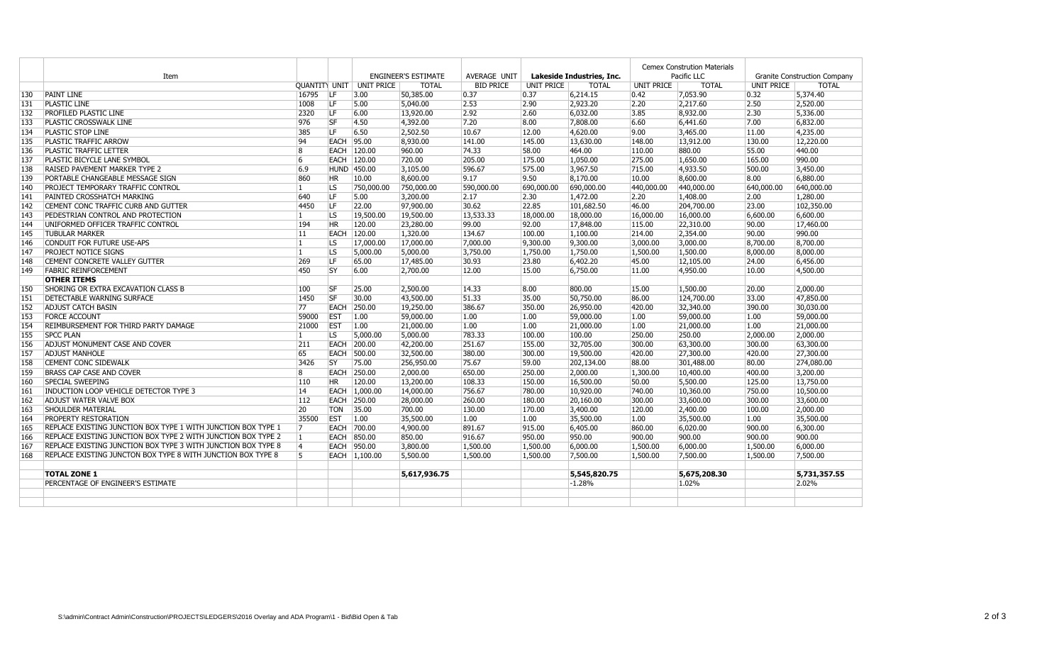| | Item | QUANTITY | UNIT | ENGINEER'S ESTIMATE | | AVERAGE UNIT | Lakeside Industries, Inc. | | Cemex Constrution Materials Pacific LLC | | Granite Construction Company | |
|---|---|---|---|---|---|---|---|---|---|---|---|---|
| | | | | UNIT PRICE | TOTAL | BID PRICE | UNIT PRICE | TOTAL | UNIT PRICE | TOTAL | UNIT PRICE | TOTAL |
| 130 | PAINT LINE | 16795 | LF | 3.00 | 50,385.00 | 0.37 | 0.37 | 6,214.15 | 0.42 | 7,053.90 | 0.32 | 5,374.40 |
| 131 | PLASTIC LINE | 1008 | LF | 5.00 | 5,040.00 | 2.53 | 2.90 | 2,923.20 | 2.20 | 2,217.60 | 2.50 | 2,520.00 |
| 132 | PROFILED PLASTIC LINE | 2320 | LF | 6.00 | 13,920.00 | 2.92 | 2.60 | 6,032.00 | 3.85 | 8,932.00 | 2.30 | 5,336.00 |
| 133 | PLASTIC CROSSWALK LINE | 976 | SF | 4.50 | 4,392.00 | 7.20 | 8.00 | 7,808.00 | 6.60 | 6,441.60 | 7.00 | 6,832.00 |
| 134 | PLASTIC STOP LINE | 385 | LF | 6.50 | 2,502.50 | 10.67 | 12.00 | 4,620.00 | 9.00 | 3,465.00 | 11.00 | 4,235.00 |
| 135 | PLASTIC TRAFFIC ARROW | 94 | EACH | 95.00 | 8,930.00 | 141.00 | 145.00 | 13,630.00 | 148.00 | 13,912.00 | 130.00 | 12,220.00 |
| 136 | PLASTIC TRAFFIC LETTER | 8 | EACH | 120.00 | 960.00 | 74.33 | 58.00 | 464.00 | 110.00 | 880.00 | 55.00 | 440.00 |
| 137 | PLASTIC BICYCLE LANE SYMBOL | 6 | EACH | 120.00 | 720.00 | 205.00 | 175.00 | 1,050.00 | 275.00 | 1,650.00 | 165.00 | 990.00 |
| 138 | RAISED PAVEMENT MARKER TYPE 2 | 6.9 | HUND | 450.00 | 3,105.00 | 596.67 | 575.00 | 3,967.50 | 715.00 | 4,933.50 | 500.00 | 3,450.00 |
| 139 | PORTABLE CHANGEABLE MESSAGE SIGN | 860 | HR | 10.00 | 8,600.00 | 9.17 | 9.50 | 8,170.00 | 10.00 | 8,600.00 | 8.00 | 6,880.00 |
| 140 | PROJECT TEMPORARY TRAFFIC CONTROL | 1 | LS | 750,000.00 | 750,000.00 | 590,000.00 | 690,000.00 | 690,000.00 | 440,000.00 | 440,000.00 | 640,000.00 | 640,000.00 |
| 141 | PAINTED CROSSHATCH MARKING | 640 | LF | 5.00 | 3,200.00 | 2.17 | 2.30 | 1,472.00 | 2.20 | 1,408.00 | 2.00 | 1,280.00 |
| 142 | CEMENT CONC TRAFFIC CURB AND GUTTER | 4450 | LF | 22.00 | 97,900.00 | 30.62 | 22.85 | 101,682.50 | 46.00 | 204,700.00 | 23.00 | 102,350.00 |
| 143 | PEDESTRIAN CONTROL AND PROTECTION | 1 | LS | 19,500.00 | 19,500.00 | 13,533.33 | 18,000.00 | 18,000.00 | 16,000.00 | 16,000.00 | 6,600.00 | 6,600.00 |
| 144 | UNIFORMED OFFICER TRAFFIC CONTROL | 194 | HR | 120.00 | 23,280.00 | 99.00 | 92.00 | 17,848.00 | 115.00 | 22,310.00 | 90.00 | 17,460.00 |
| 145 | TUBULAR MARKER | 11 | EACH | 120.00 | 1,320.00 | 134.67 | 100.00 | 1,100.00 | 214.00 | 2,354.00 | 90.00 | 990.00 |
| 146 | CONDUIT FOR FUTURE USE-APS | 1 | LS | 17,000.00 | 17,000.00 | 7,000.00 | 9,300.00 | 9,300.00 | 3,000.00 | 3,000.00 | 8,700.00 | 8,700.00 |
| 147 | PROJECT NOTICE SIGNS | 1 | LS | 5,000.00 | 5,000.00 | 3,750.00 | 1,750.00 | 1,750.00 | 1,500.00 | 1,500.00 | 8,000.00 | 8,000.00 |
| 148 | CEMENT CONCRETE VALLEY GUTTER | 269 | LF | 65.00 | 17,485.00 | 30.93 | 23.80 | 6,402.20 | 45.00 | 12,105.00 | 24.00 | 6,456.00 |
| 149 | FABRIC REINFORCEMENT | 450 | SY | 6.00 | 2,700.00 | 12.00 | 15.00 | 6,750.00 | 11.00 | 4,950.00 | 10.00 | 4,500.00 |
| | **OTHER ITEMS** | | | | | | | | | | | |
| 150 | SHORING OR EXTRA EXCAVATION CLASS B | 100 | SF | 25.00 | 2,500.00 | 14.33 | 8.00 | 800.00 | 15.00 | 1,500.00 | 20.00 | 2,000.00 |
| 151 | DETECTABLE WARNING SURFACE | 1450 | SF | 30.00 | 43,500.00 | 51.33 | 35.00 | 50,750.00 | 86.00 | 124,700.00 | 33.00 | 47,850.00 |
| 152 | ADJUST CATCH BASIN | 77 | EACH | 250.00 | 19,250.00 | 386.67 | 350.00 | 26,950.00 | 420.00 | 32,340.00 | 390.00 | 30,030.00 |
| 153 | FORCE ACCOUNT | 59000 | EST | 1.00 | 59,000.00 | 1.00 | 1.00 | 59,000.00 | 1.00 | 59,000.00 | 1.00 | 59,000.00 |
| 154 | REIMBURSEMENT FOR THIRD PARTY DAMAGE | 21000 | EST | 1.00 | 21,000.00 | 1.00 | 1.00 | 21,000.00 | 1.00 | 21,000.00 | 1.00 | 21,000.00 |
| 155 | SPCC PLAN | 1 | LS | 5,000.00 | 5,000.00 | 783.33 | 100.00 | 100.00 | 250.00 | 250.00 | 2,000.00 | 2,000.00 |
| 156 | ADJUST MONUMENT CASE AND COVER | 211 | EACH | 200.00 | 42,200.00 | 251.67 | 155.00 | 32,705.00 | 300.00 | 63,300.00 | 300.00 | 63,300.00 |
| 157 | ADJUST MANHOLE | 65 | EACH | 500.00 | 32,500.00 | 380.00 | 300.00 | 19,500.00 | 420.00 | 27,300.00 | 420.00 | 27,300.00 |
| 158 | CEMENT CONC SIDEWALK | 3426 | SY | 75.00 | 256,950.00 | 75.67 | 59.00 | 202,134.00 | 88.00 | 301,488.00 | 80.00 | 274,080.00 |
| 159 | BRASS CAP CASE AND COVER | 8 | EACH | 250.00 | 2,000.00 | 650.00 | 250.00 | 2,000.00 | 1,300.00 | 10,400.00 | 400.00 | 3,200.00 |
| 160 | SPECIAL SWEEPING | 110 | HR | 120.00 | 13,200.00 | 108.33 | 150.00 | 16,500.00 | 50.00 | 5,500.00 | 125.00 | 13,750.00 |
| 161 | INDUCTION LOOP VEHICLE DETECTOR TYPE 3 | 14 | EACH | 1,000.00 | 14,000.00 | 756.67 | 780.00 | 10,920.00 | 740.00 | 10,360.00 | 750.00 | 10,500.00 |
| 162 | ADJUST WATER VALVE BOX | 112 | EACH | 250.00 | 28,000.00 | 260.00 | 180.00 | 20,160.00 | 300.00 | 33,600.00 | 300.00 | 33,600.00 |
| 163 | SHOULDER MATERIAL | 20 | TON | 35.00 | 700.00 | 130.00 | 170.00 | 3,400.00 | 120.00 | 2,400.00 | 100.00 | 2,000.00 |
| 164 | PROPERTY RESTORATION | 35500 | EST | 1.00 | 35,500.00 | 1.00 | 1.00 | 35,500.00 | 1.00 | 35,500.00 | 1.00 | 35,500.00 |
| 165 | REPLACE EXISTING JUNCTION BOX TYPE 1 WITH JUNCTION BOX TYPE 1 | 7 | EACH | 700.00 | 4,900.00 | 891.67 | 915.00 | 6,405.00 | 860.00 | 6,020.00 | 900.00 | 6,300.00 |
| 166 | REPLACE EXISTING JUNCTION BOX TYPE 2 WITH JUNCTION BOX TYPE 2 | 1 | EACH | 850.00 | 850.00 | 916.67 | 950.00 | 950.00 | 900.00 | 900.00 | 900.00 | 900.00 |
| 167 | REPLACE EXISTING JUNCTION BOX TYPE 3 WITH JUNCTION BOX TYPE 8 | 4 | EACH | 950.00 | 3,800.00 | 1,500.00 | 1,500.00 | 6,000.00 | 1,500.00 | 6,000.00 | 1,500.00 | 6,000.00 |
| 168 | REPLACE EXISTING JUNCTON BOX TYPE 8 WITH JUNCTION BOX TYPE 8 | 5 | EACH | 1,100.00 | 5,500.00 | 1,500.00 | 1,500.00 | 7,500.00 | 1,500.00 | 7,500.00 | 1,500.00 | 7,500.00 |
| | | | | | | | | | | | | |
| | **TOTAL ZONE 1** | | | | **5,617,936.75** | | | **5,545,820.75** | | **5,675,208.30** | | **5,731,357.55** |
| | PERCENTAGE OF ENGINEER'S ESTIMATE | | | | | | | -1.28% | | 1.02% | | 2.02% |

S:\admin\Contract Admin\Construction\PROJECTS\LEDGERS\2016 Overlay and ADA Program\1 - Bid\Bid Open & Tab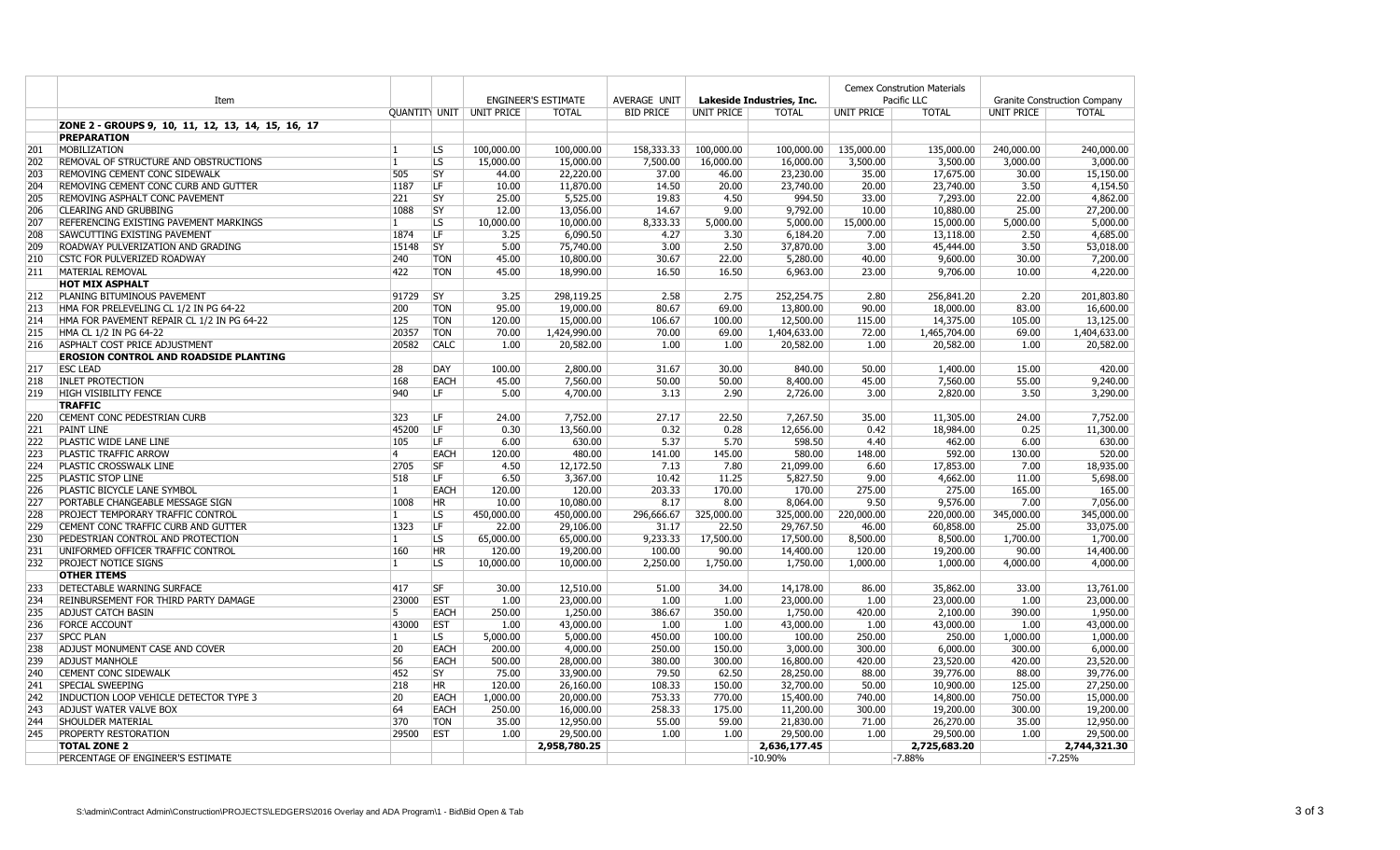| | Item | QUANTITY | UNIT | ENGINEER'S ESTIMATE | | AVERAGE UNIT | Lakeside Industries, Inc. | | Cemex Constrution Materials Pacific LLC | | Granite Construction Company | |
|---|---|---|---|---|---|---|---|---|---|---|---|---|
| | | | | UNIT PRICE | TOTAL | BID PRICE | UNIT PRICE | TOTAL | UNIT PRICE | TOTAL | UNIT PRICE | TOTAL |
| | **ZONE 2 - GROUPS 9, 10, 11, 12, 13, 14, 15, 16, 17** | | | | | | | | | | | |
| | **PREPARATION** | | | | | | | | | | | |
| 201 | MOBILIZATION | 1 | LS | 100,000.00 | 100,000.00 | 158,333.33 | 100,000.00 | 100,000.00 | 135,000.00 | 135,000.00 | 240,000.00 | 240,000.00 |
| 202 | REMOVAL OF STRUCTURE AND OBSTRUCTIONS | 1 | LS | 15,000.00 | 15,000.00 | 7,500.00 | 16,000.00 | 16,000.00 | 3,500.00 | 3,500.00 | 3,000.00 | 3,000.00 |
| 203 | REMOVING CEMENT CONC SIDEWALK | 505 | SY | 44.00 | 22,220.00 | 37.00 | 46.00 | 23,230.00 | 35.00 | 17,675.00 | 30.00 | 15,150.00 |
| 204 | REMOVING CEMENT CONC CURB AND GUTTER | 1187 | LF | 10.00 | 11,870.00 | 14.50 | 20.00 | 23,740.00 | 20.00 | 23,740.00 | 3.50 | 4,154.50 |
| 205 | REMOVING ASPHALT CONC PAVEMENT | 221 | SY | 25.00 | 5,525.00 | 19.83 | 4.50 | 994.50 | 33.00 | 7,293.00 | 22.00 | 4,862.00 |
| 206 | CLEARING AND GRUBBING | 1088 | SY | 12.00 | 13,056.00 | 14.67 | 9.00 | 9,792.00 | 10.00 | 10,880.00 | 25.00 | 27,200.00 |
| 207 | REFERENCING EXISTING PAVEMENT MARKINGS | 1 | LS | 10,000.00 | 10,000.00 | 8,333.33 | 5,000.00 | 5,000.00 | 15,000.00 | 15,000.00 | 5,000.00 | 5,000.00 |
| 208 | SAWCUTTING EXISTING PAVEMENT | 1874 | LF | 3.25 | 6,090.50 | 4.27 | 3.30 | 6,184.20 | 7.00 | 13,118.00 | 2.50 | 4,685.00 |
| 209 | ROADWAY PULVERIZATION AND GRADING | 15148 | SY | 5.00 | 75,740.00 | 3.00 | 2.50 | 37,870.00 | 3.00 | 45,444.00 | 3.50 | 53,018.00 |
| 210 | CSTC FOR PULVERIZED ROADWAY | 240 | TON | 45.00 | 10,800.00 | 30.67 | 22.00 | 5,280.00 | 40.00 | 9,600.00 | 30.00 | 7,200.00 |
| 211 | MATERIAL REMOVAL | 422 | TON | 45.00 | 18,990.00 | 16.50 | 16.50 | 6,963.00 | 23.00 | 9,706.00 | 10.00 | 4,220.00 |
| | **HOT MIX ASPHALT** | | | | | | | | | | | |
| 212 | PLANING BITUMINOUS PAVEMENT | 91729 | SY | 3.25 | 298,119.25 | 2.58 | 2.75 | 252,254.75 | 2.80 | 256,841.20 | 2.20 | 201,803.80 |
| 213 | HMA FOR PRELEVELING CL 1/2 IN PG 64-22 | 200 | TON | 95.00 | 19,000.00 | 80.67 | 69.00 | 13,800.00 | 90.00 | 18,000.00 | 83.00 | 16,600.00 |
| 214 | HMA FOR PAVEMENT REPAIR CL 1/2 IN PG 64-22 | 125 | TON | 120.00 | 15,000.00 | 106.67 | 100.00 | 12,500.00 | 115.00 | 14,375.00 | 105.00 | 13,125.00 |
| 215 | HMA CL 1/2 IN PG 64-22 | 20357 | TON | 70.00 | 1,424,990.00 | 70.00 | 69.00 | 1,404,633.00 | 72.00 | 1,465,704.00 | 69.00 | 1,404,633.00 |
| 216 | ASPHALT COST PRICE ADJUSTMENT | 20582 | CALC | 1.00 | 20,582.00 | 1.00 | 1.00 | 20,582.00 | 1.00 | 20,582.00 | 1.00 | 20,582.00 |
| | **EROSION CONTROL AND ROADSIDE PLANTING** | | | | | | | | | | | |
| 217 | ESC LEAD | 28 | DAY | 100.00 | 2,800.00 | 31.67 | 30.00 | 840.00 | 50.00 | 1,400.00 | 15.00 | 420.00 |
| 218 | INLET PROTECTION | 168 | EACH | 45.00 | 7,560.00 | 50.00 | 50.00 | 8,400.00 | 45.00 | 7,560.00 | 55.00 | 9,240.00 |
| 219 | HIGH VISIBILITY FENCE | 940 | LF | 5.00 | 4,700.00 | 3.13 | 2.90 | 2,726.00 | 3.00 | 2,820.00 | 3.50 | 3,290.00 |
| | **TRAFFIC** | | | | | | | | | | | |
| 220 | CEMENT CONC PEDESTRIAN CURB | 323 | LF | 24.00 | 7,752.00 | 27.17 | 22.50 | 7,267.50 | 35.00 | 11,305.00 | 24.00 | 7,752.00 |
| 221 | PAINT LINE | 45200 | LF | 0.30 | 13,560.00 | 0.32 | 0.28 | 12,656.00 | 0.42 | 18,984.00 | 0.25 | 11,300.00 |
| 222 | PLASTIC WIDE LANE LINE | 105 | LF | 6.00 | 630.00 | 5.37 | 5.70 | 598.50 | 4.40 | 462.00 | 6.00 | 630.00 |
| 223 | PLASTIC TRAFFIC ARROW | 4 | EACH | 120.00 | 480.00 | 141.00 | 145.00 | 580.00 | 148.00 | 592.00 | 130.00 | 520.00 |
| 224 | PLASTIC CROSSWALK LINE | 2705 | SF | 4.50 | 12,172.50 | 7.13 | 7.80 | 21,099.00 | 6.60 | 17,853.00 | 7.00 | 18,935.00 |
| 225 | PLASTIC STOP LINE | 518 | LF | 6.50 | 3,367.00 | 10.42 | 11.25 | 5,827.50 | 9.00 | 4,662.00 | 11.00 | 5,698.00 |
| 226 | PLASTIC BICYCLE LANE SYMBOL | 1 | EACH | 120.00 | 120.00 | 203.33 | 170.00 | 170.00 | 275.00 | 275.00 | 165.00 | 165.00 |
| 227 | PORTABLE CHANGEABLE MESSAGE SIGN | 1008 | HR | 10.00 | 10,080.00 | 8.17 | 8.00 | 8,064.00 | 9.50 | 9,576.00 | 7.00 | 7,056.00 |
| 228 | PROJECT TEMPORARY TRAFFIC CONTROL | 1 | LS | 450,000.00 | 450,000.00 | 296,666.67 | 325,000.00 | 325,000.00 | 220,000.00 | 220,000.00 | 345,000.00 | 345,000.00 |
| 229 | CEMENT CONC TRAFFIC CURB AND GUTTER | 1323 | LF | 22.00 | 29,106.00 | 31.17 | 22.50 | 29,767.50 | 46.00 | 60,858.00 | 25.00 | 33,075.00 |
| 230 | PEDESTRIAN CONTROL AND PROTECTION | 1 | LS | 65,000.00 | 65,000.00 | 9,233.33 | 17,500.00 | 17,500.00 | 8,500.00 | 8,500.00 | 1,700.00 | 1,700.00 |
| 231 | UNIFORMED OFFICER TRAFFIC CONTROL | 160 | HR | 120.00 | 19,200.00 | 100.00 | 90.00 | 14,400.00 | 120.00 | 19,200.00 | 90.00 | 14,400.00 |
| 232 | PROJECT NOTICE SIGNS | 1 | LS | 10,000.00 | 10,000.00 | 2,250.00 | 1,750.00 | 1,750.00 | 1,000.00 | 1,000.00 | 4,000.00 | 4,000.00 |
| | **OTHER ITEMS** | | | | | | | | | | | |
| 233 | DETECTABLE WARNING SURFACE | 417 | SF | 30.00 | 12,510.00 | 51.00 | 34.00 | 14,178.00 | 86.00 | 35,862.00 | 33.00 | 13,761.00 |
| 234 | REINBURSEMENT FOR THIRD PARTY DAMAGE | 23000 | EST | 1.00 | 23,000.00 | 1.00 | 1.00 | 23,000.00 | 1.00 | 23,000.00 | 1.00 | 23,000.00 |
| 235 | ADJUST CATCH BASIN | 5 | EACH | 250.00 | 1,250.00 | 386.67 | 350.00 | 1,750.00 | 420.00 | 2,100.00 | 390.00 | 1,950.00 |
| 236 | FORCE ACCOUNT | 43000 | EST | 1.00 | 43,000.00 | 1.00 | 1.00 | 43,000.00 | 1.00 | 43,000.00 | 1.00 | 43,000.00 |
| 237 | SPCC PLAN | 1 | LS | 5,000.00 | 5,000.00 | 450.00 | 100.00 | 100.00 | 250.00 | 250.00 | 1,000.00 | 1,000.00 |
| 238 | ADJUST MONUMENT CASE AND COVER | 20 | EACH | 200.00 | 4,000.00 | 250.00 | 150.00 | 3,000.00 | 300.00 | 6,000.00 | 300.00 | 6,000.00 |
| 239 | ADJUST MANHOLE | 56 | EACH | 500.00 | 28,000.00 | 380.00 | 300.00 | 16,800.00 | 420.00 | 23,520.00 | 420.00 | 23,520.00 |
| 240 | CEMENT CONC SIDEWALK | 452 | SY | 75.00 | 33,900.00 | 79.50 | 62.50 | 28,250.00 | 88.00 | 39,776.00 | 88.00 | 39,776.00 |
| 241 | SPECIAL SWEEPING | 218 | HR | 120.00 | 26,160.00 | 108.33 | 150.00 | 32,700.00 | 50.00 | 10,900.00 | 125.00 | 27,250.00 |
| 242 | INDUCTION LOOP VEHICLE DETECTOR TYPE 3 | 20 | EACH | 1,000.00 | 20,000.00 | 753.33 | 770.00 | 15,400.00 | 740.00 | 14,800.00 | 750.00 | 15,000.00 |
| 243 | ADJUST WATER VALVE BOX | 64 | EACH | 250.00 | 16,000.00 | 258.33 | 175.00 | 11,200.00 | 300.00 | 19,200.00 | 300.00 | 19,200.00 |
| 244 | SHOULDER MATERIAL | 370 | TON | 35.00 | 12,950.00 | 55.00 | 59.00 | 21,830.00 | 71.00 | 26,270.00 | 35.00 | 12,950.00 |
| 245 | PROPERTY RESTORATION | 29500 | EST | 1.00 | 29,500.00 | 1.00 | 1.00 | 29,500.00 | 1.00 | 29,500.00 | 1.00 | 29,500.00 |
| | **TOTAL ZONE 2** | | | | **2,958,780.25** | | | **2,636,177.45** | | **2,725,683.20** | | **2,744,321.30** |
| | PERCENTAGE OF ENGINEER'S ESTIMATE | | | | | | | -10.90% | | -7.88% | | -7.25% |

S:\admin\Contract Admin\Construction\PROJECTS\LEDGERS\2016 Overlay and ADA Program\1 - Bid\Bid Open & Tab